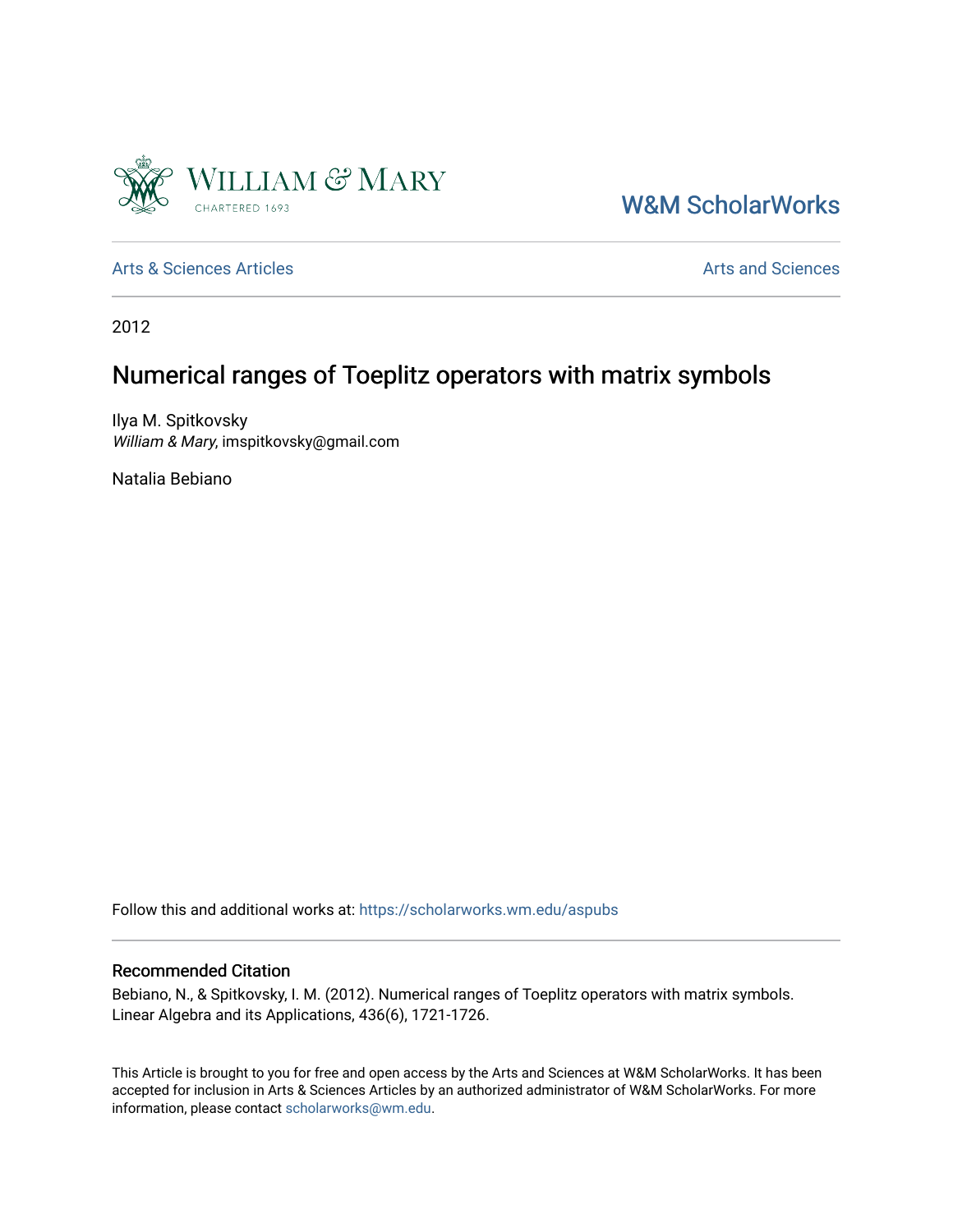W&M ScholarWorks

Arts & Sciences Articles

Arts and Sciences

2012

# Numerical ranges of Toeplitz operators with matrix symbols

Ilya M. Spitkovsky
*William & Mary*, imspitkovsky@gmail.com

Natalia Bebiano

Follow this and additional works at: https://scholarworks.wm.edu/aspubs

## Recommended Citation

Bebiano, N., & Spitkovsky, I. M. (2012). Numerical ranges of Toeplitz operators with matrix symbols. Linear Algebra and its Applications, 436(6), 1721-1726.

This Article is brought to you for free and open access by the Arts and Sciences at W&M ScholarWorks. It has been accepted for inclusion in Arts & Sciences Articles by an authorized administrator of W&M ScholarWorks. For more information, please contact scholarworks@wm.edu.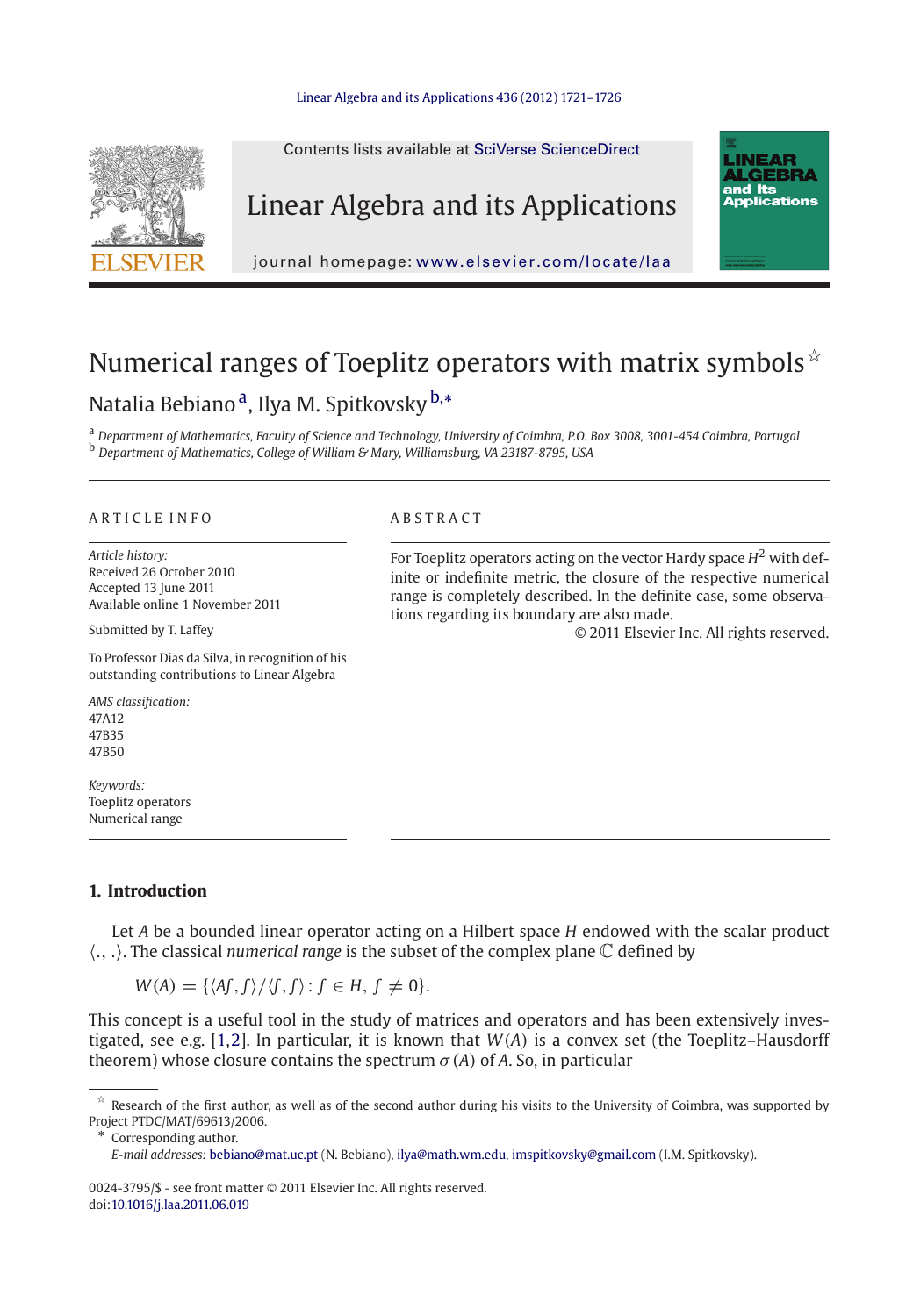# Numerical ranges of Toeplitz operators with matrix symbols ☆

Natalia Bebiano [a], Ilya M. Spitkovsky [b,*]

[a] *Department of Mathematics, Faculty of Science and Technology, University of Coimbra, P.O. Box 3008, 3001-454 Coimbra, Portugal*
[b] *Department of Mathematics, College of William & Mary, Williamsburg, VA 23187-8795, USA*

ARTICLE INFO

*Article history:*
Received 26 October 2010
Accepted 13 June 2011
Available online 1 November 2011

Submitted by T. Laffey

To Professor Dias da Silva, in recognition of his outstanding contributions to Linear Algebra

*AMS classification:*
47A12
47B35
47B50

*Keywords:*
Toeplitz operators
Numerical range

ABSTRACT

For Toeplitz operators acting on the vector Hardy space $H^2$ with definite or indefinite metric, the closure of the respective numerical range is completely described. In the definite case, some observations regarding its boundary are also made.

© 2011 Elsevier Inc. All rights reserved.

## 1. Introduction

Let $A$ be a bounded linear operator acting on a Hilbert space $H$ endowed with the scalar product $\langle ., .\rangle$. The classical *numerical range* is the subset of the complex plane $\mathbb{C}$ defined by

$$W(A) = \{\langle Af, f\rangle / \langle f, f\rangle : f \in H, f \neq 0\}.$$

This concept is a useful tool in the study of matrices and operators and has been extensively investigated, see e.g. [1,2]. In particular, it is known that $W(A)$ is a convex set (the Toeplitz–Hausdorff theorem) whose closure contains the spectrum $\sigma(A)$ of $A$. So, in particular

☆ Research of the first author, as well as of the second author during his visits to the University of Coimbra, was supported by Project PTDC/MAT/69613/2006.

\* Corresponding author.

*E-mail addresses:* bebiano@mat.uc.pt (N. Bebiano), ilya@math.wm.edu, imspitkovsky@gmail.com (I.M. Spitkovsky).

0024-3795/$ - see front matter © 2011 Elsevier Inc. All rights reserved.
doi:10.1016/j.laa.2011.06.019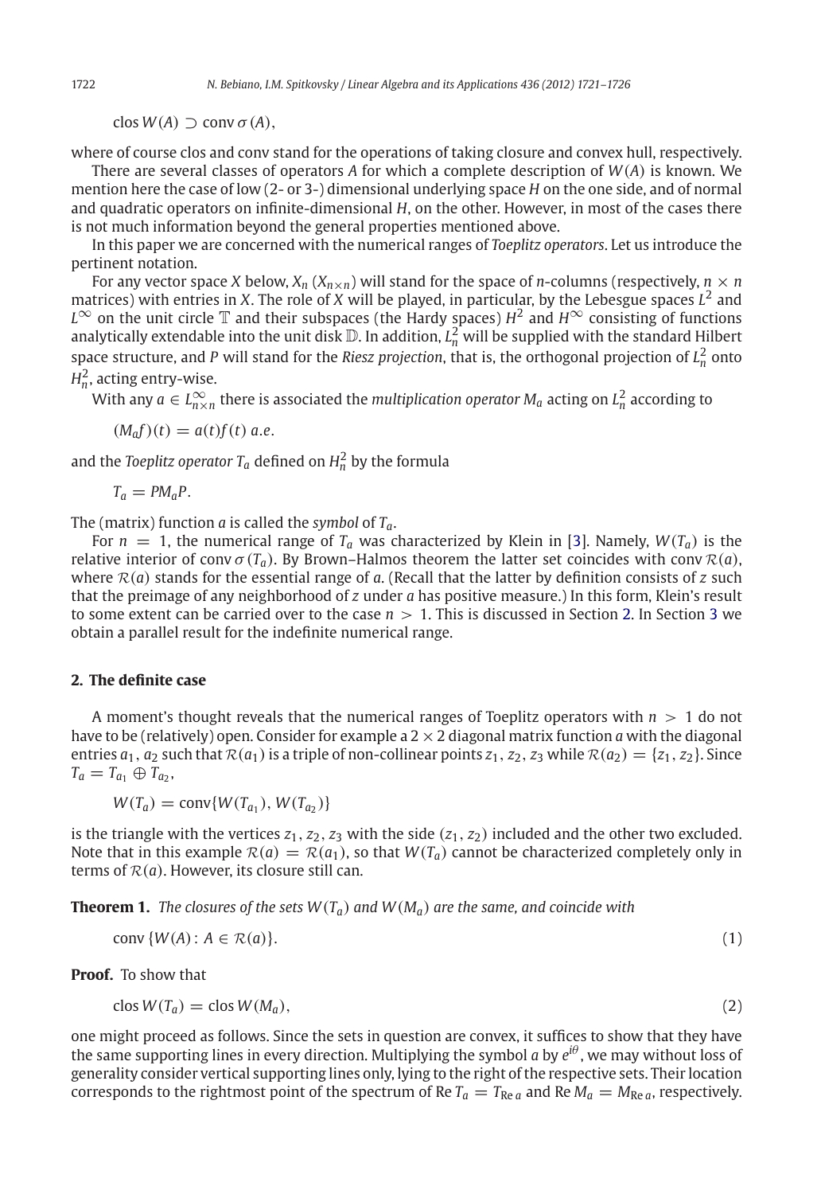$$\operatorname{clos} W(A) \supset \operatorname{conv} \sigma(A),$$

where of course clos and conv stand for the operations of taking closure and convex hull, respectively.

There are several classes of operators $A$ for which a complete description of $W(A)$ is known. We mention here the case of low (2- or 3-) dimensional underlying space $H$ on the one side, and of normal and quadratic operators on infinite-dimensional $H$, on the other. However, in most of the cases there is not much information beyond the general properties mentioned above.

In this paper we are concerned with the numerical ranges of *Toeplitz operators*. Let us introduce the pertinent notation.

For any vector space $X$ below, $X_n$ ($X_{n\times n}$) will stand for the space of $n$-columns (respectively, $n \times n$ matrices) with entries in $X$. The role of $X$ will be played, in particular, by the Lebesgue spaces $L^2$ and $L^\infty$ on the unit circle $\mathbb{T}$ and their subspaces (the Hardy spaces) $H^2$ and $H^\infty$ consisting of functions analytically extendable into the unit disk $\mathbb{D}$. In addition, $L^2_n$ will be supplied with the standard Hilbert space structure, and $P$ will stand for the *Riesz projection*, that is, the orthogonal projection of $L^2_n$ onto $H^2_n$, acting entry-wise.

With any $a \in L^\infty_{n\times n}$ there is associated the *multiplication operator* $M_a$ acting on $L^2_n$ according to

$$(M_a f)(t) = a(t)f(t) \ a.e.$$

and the *Toeplitz operator* $T_a$ defined on $H^2_n$ by the formula

$$T_a = PM_aP.$$

The (matrix) function $a$ is called the *symbol* of $T_a$.

For $n = 1$, the numerical range of $T_a$ was characterized by Klein in [3]. Namely, $W(T_a)$ is the relative interior of $\operatorname{conv} \sigma(T_a)$. By Brown–Halmos theorem the latter set coincides with $\operatorname{conv} \mathcal{R}(a)$, where $\mathcal{R}(a)$ stands for the essential range of $a$. (Recall that the latter by definition consists of $z$ such that the preimage of any neighborhood of $z$ under $a$ has positive measure.) In this form, Klein's result to some extent can be carried over to the case $n > 1$. This is discussed in Section 2. In Section 3 we obtain a parallel result for the indefinite numerical range.

## 2. The definite case

A moment's thought reveals that the numerical ranges of Toeplitz operators with $n > 1$ do not have to be (relatively) open. Consider for example a $2 \times 2$ diagonal matrix function $a$ with the diagonal entries $a_1, a_2$ such that $\mathcal{R}(a_1)$ is a triple of non-collinear points $z_1, z_2, z_3$ while $\mathcal{R}(a_2) = \{z_1, z_2\}$. Since $T_a = T_{a_1} \oplus T_{a_2}$,

$$W(T_a) = \operatorname{conv}\{W(T_{a_1}), W(T_{a_2})\}$$

is the triangle with the vertices $z_1, z_2, z_3$ with the side $(z_1, z_2)$ included and the other two excluded. Note that in this example $\mathcal{R}(a) = \mathcal{R}(a_1)$, so that $W(T_a)$ cannot be characterized completely only in terms of $\mathcal{R}(a)$. However, its closure still can.

**Theorem 1.** *The closures of the sets $W(T_a)$ and $W(M_a)$ are the same, and coincide with*

$$\operatorname{conv}\{W(A) : A \in \mathcal{R}(a)\}. \tag{1}$$

**Proof.** To show that

$$\operatorname{clos} W(T_a) = \operatorname{clos} W(M_a), \tag{2}$$

one might proceed as follows. Since the sets in question are convex, it suffices to show that they have the same supporting lines in every direction. Multiplying the symbol $a$ by $e^{i\theta}$, we may without loss of generality consider vertical supporting lines only, lying to the right of the respective sets. Their location corresponds to the rightmost point of the spectrum of $\operatorname{Re} T_a = T_{\operatorname{Re} a}$ and $\operatorname{Re} M_a = M_{\operatorname{Re} a}$, respectively.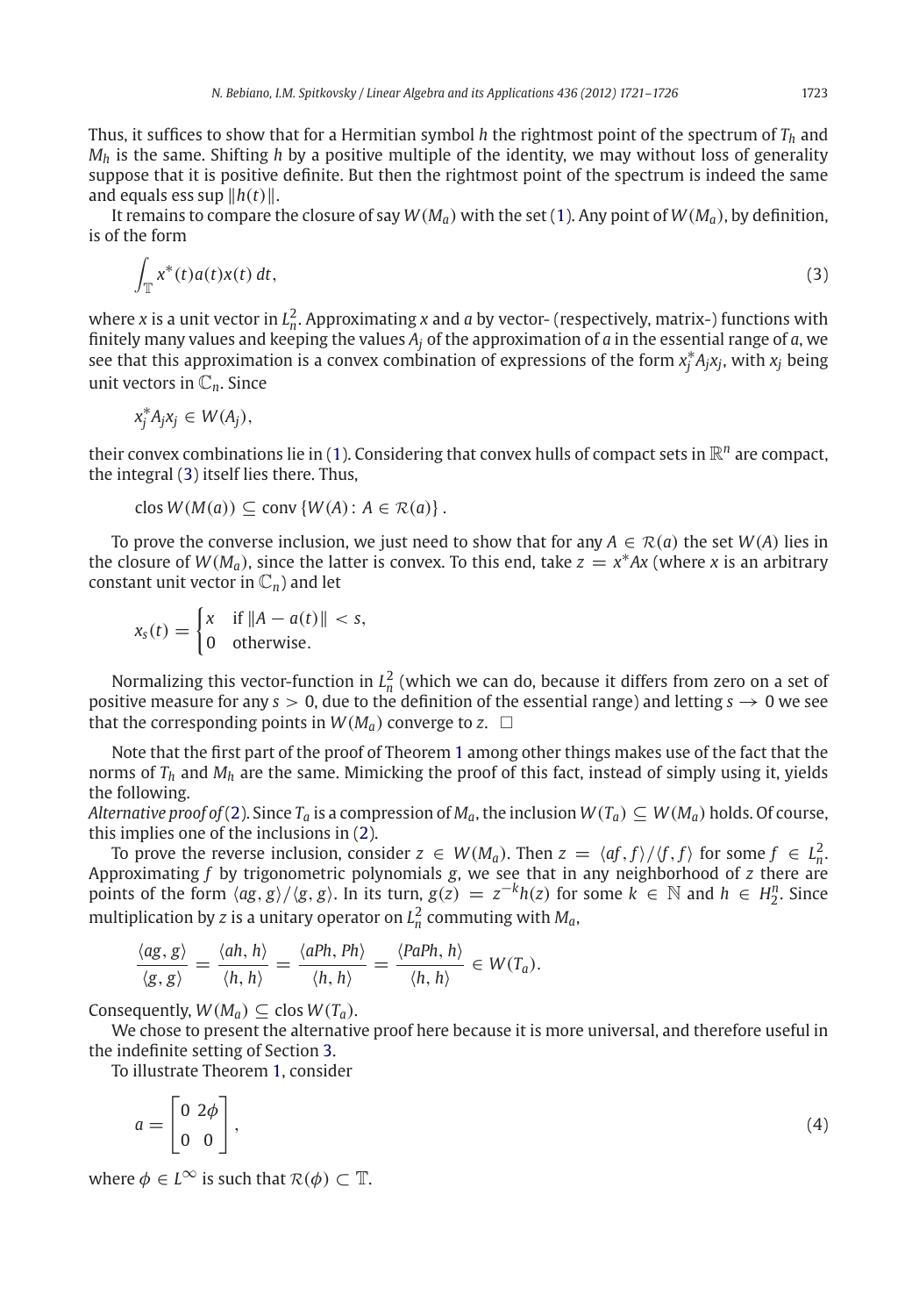Thus, it suffices to show that for a Hermitian symbol $h$ the rightmost point of the spectrum of $T_h$ and $M_h$ is the same. Shifting $h$ by a positive multiple of the identity, we may without loss of generality suppose that it is positive definite. But then the rightmost point of the spectrum is indeed the same and equals ess sup $\|h(t)\|$.

It remains to compare the closure of say $W(M_a)$ with the set (1). Any point of $W(M_a)$, by definition, is of the form

$$\int_{\mathbb{T}} x^*(t)a(t)x(t)\,dt, \tag{3}$$

where $x$ is a unit vector in $L^2_n$. Approximating $x$ and $a$ by vector- (respectively, matrix-) functions with finitely many values and keeping the values $A_j$ of the approximation of $a$ in the essential range of $a$, we see that this approximation is a convex combination of expressions of the form $x_j^*A_jx_j$, with $x_j$ being unit vectors in $\mathbb{C}_n$. Since

$$x_j^*A_jx_j \in W(A_j),$$

their convex combinations lie in (1). Considering that convex hulls of compact sets in $\mathbb{R}^n$ are compact, the integral (3) itself lies there. Thus,

$$\operatorname{clos} W(M(a)) \subseteq \operatorname{conv}\{W(A) \colon A \in \mathcal{R}(a)\}.$$

To prove the converse inclusion, we just need to show that for any $A \in \mathcal{R}(a)$ the set $W(A)$ lies in the closure of $W(M_a)$, since the latter is convex. To this end, take $z = x^*Ax$ (where $x$ is an arbitrary constant unit vector in $\mathbb{C}_n$) and let

$$x_s(t) = \begin{cases} x & \text{if } \|A - a(t)\| < s, \\ 0 & \text{otherwise.} \end{cases}$$

Normalizing this vector-function in $L^2_n$ (which we can do, because it differs from zero on a set of positive measure for any $s > 0$, due to the definition of the essential range) and letting $s \to 0$ we see that the corresponding points in $W(M_a)$ converge to $z$. $\square$

Note that the first part of the proof of Theorem 1 among other things makes use of the fact that the norms of $T_h$ and $M_h$ are the same. Mimicking the proof of this fact, instead of simply using it, yields the following.

*Alternative proof of* (2). Since $T_a$ is a compression of $M_a$, the inclusion $W(T_a) \subseteq W(M_a)$ holds. Of course, this implies one of the inclusions in (2).

To prove the reverse inclusion, consider $z \in W(M_a)$. Then $z = \langle af, f\rangle/\langle f, f\rangle$ for some $f \in L^2_n$. Approximating $f$ by trigonometric polynomials $g$, we see that in any neighborhood of $z$ there are points of the form $\langle ag, g\rangle/\langle g, g\rangle$. In its turn, $g(z) = z^{-k}h(z)$ for some $k \in \mathbb{N}$ and $h \in H^n_2$. Since multiplication by $z$ is a unitary operator on $L^2_n$ commuting with $M_a$,

$$\frac{\langle ag, g\rangle}{\langle g, g\rangle} = \frac{\langle ah, h\rangle}{\langle h, h\rangle} = \frac{\langle aPh, Ph\rangle}{\langle h, h\rangle} = \frac{\langle PaPh, h\rangle}{\langle h, h\rangle} \in W(T_a).$$

Consequently, $W(M_a) \subseteq \operatorname{clos} W(T_a)$.

We chose to present the alternative proof here because it is more universal, and therefore useful in the indefinite setting of Section 3.

To illustrate Theorem 1, consider

$$a = \begin{bmatrix} 0 & 2\phi \\ 0 & 0 \end{bmatrix}, \tag{4}$$

where $\phi \in L^\infty$ is such that $\mathcal{R}(\phi) \subset \mathbb{T}$.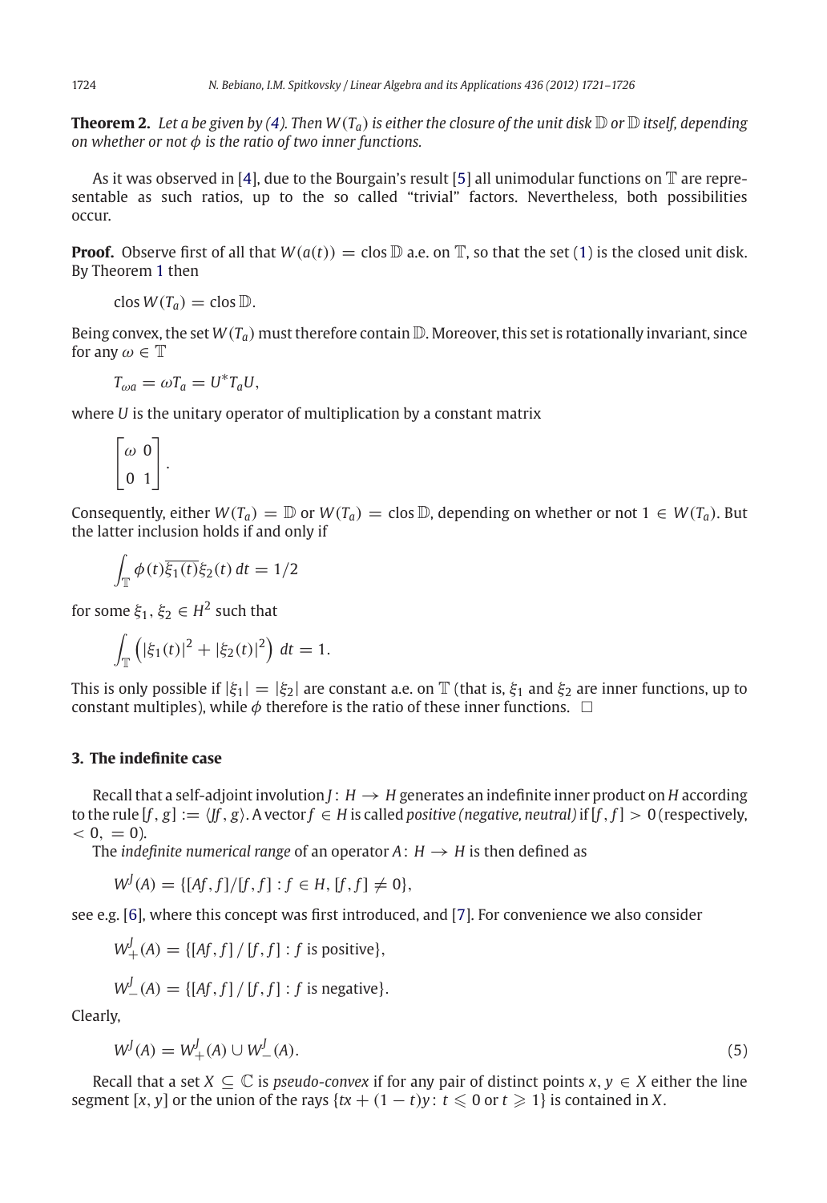**Theorem 2.** *Let $a$ be given by (4). Then $W(T_a)$ is either the closure of the unit disk $\mathbb{D}$ or $\mathbb{D}$ itself, depending on whether or not $\phi$ is the ratio of two inner functions.*

As it was observed in [4], due to the Bourgain's result [5] all unimodular functions on $\mathbb{T}$ are representable as such ratios, up to the so called "trivial" factors. Nevertheless, both possibilities occur.

**Proof.** Observe first of all that $W(a(t)) = \operatorname{clos} \mathbb{D}$ a.e. on $\mathbb{T}$, so that the set (1) is the closed unit disk. By Theorem 1 then

$$\operatorname{clos} W(T_a) = \operatorname{clos} \mathbb{D}.$$

Being convex, the set $W(T_a)$ must therefore contain $\mathbb{D}$. Moreover, this set is rotationally invariant, since for any $\omega \in \mathbb{T}$

$$T_{\omega a} = \omega T_a = U^* T_a U,$$

where $U$ is the unitary operator of multiplication by a constant matrix

$$\begin{bmatrix} \omega & 0 \\ 0 & 1 \end{bmatrix}.$$

Consequently, either $W(T_a) = \mathbb{D}$ or $W(T_a) = \operatorname{clos} \mathbb{D}$, depending on whether or not $1 \in W(T_a)$. But the latter inclusion holds if and only if

$$\int_{\mathbb{T}} \phi(t)\overline{\xi_1(t)}\xi_2(t)\, dt = 1/2$$

for some $\xi_1, \xi_2 \in H^2$ such that

$$\int_{\mathbb{T}} \left(|\xi_1(t)|^2 + |\xi_2(t)|^2\right)\, dt = 1.$$

This is only possible if $|\xi_1| = |\xi_2|$ are constant a.e. on $\mathbb{T}$ (that is, $\xi_1$ and $\xi_2$ are inner functions, up to constant multiples), while $\phi$ therefore is the ratio of these inner functions. $\square$

## 3. The indefinite case

Recall that a self-adjoint involution $J: H \to H$ generates an indefinite inner product on $H$ according to the rule $[f, g] := \langle Jf, g\rangle$. A vector $f \in H$ is called *positive (negative, neutral)* if $[f, f] > 0$ (respectively, $< 0$, $= 0$).

The *indefinite numerical range* of an operator $A: H \to H$ is then defined as

$$W^J(A) = \{[Af, f]/[f, f] : f \in H, [f, f] \neq 0\},$$

see e.g. [6], where this concept was first introduced, and [7]. For convenience we also consider

$$W^J_+(A) = \{[Af, f] \,/\, [f, f] : f \text{ is positive}\},$$

$$W^J_-(A) = \{[Af, f] \,/\, [f, f] : f \text{ is negative}\}.$$

Clearly,

$$W^J(A) = W^J_+(A) \cup W^J_-(A). \tag{5}$$

Recall that a set $X \subseteq \mathbb{C}$ is *pseudo-convex* if for any pair of distinct points $x, y \in X$ either the line segment $[x, y]$ or the union of the rays $\{tx + (1 - t)y : t \leqslant 0 \text{ or } t \geqslant 1\}$ is contained in $X$.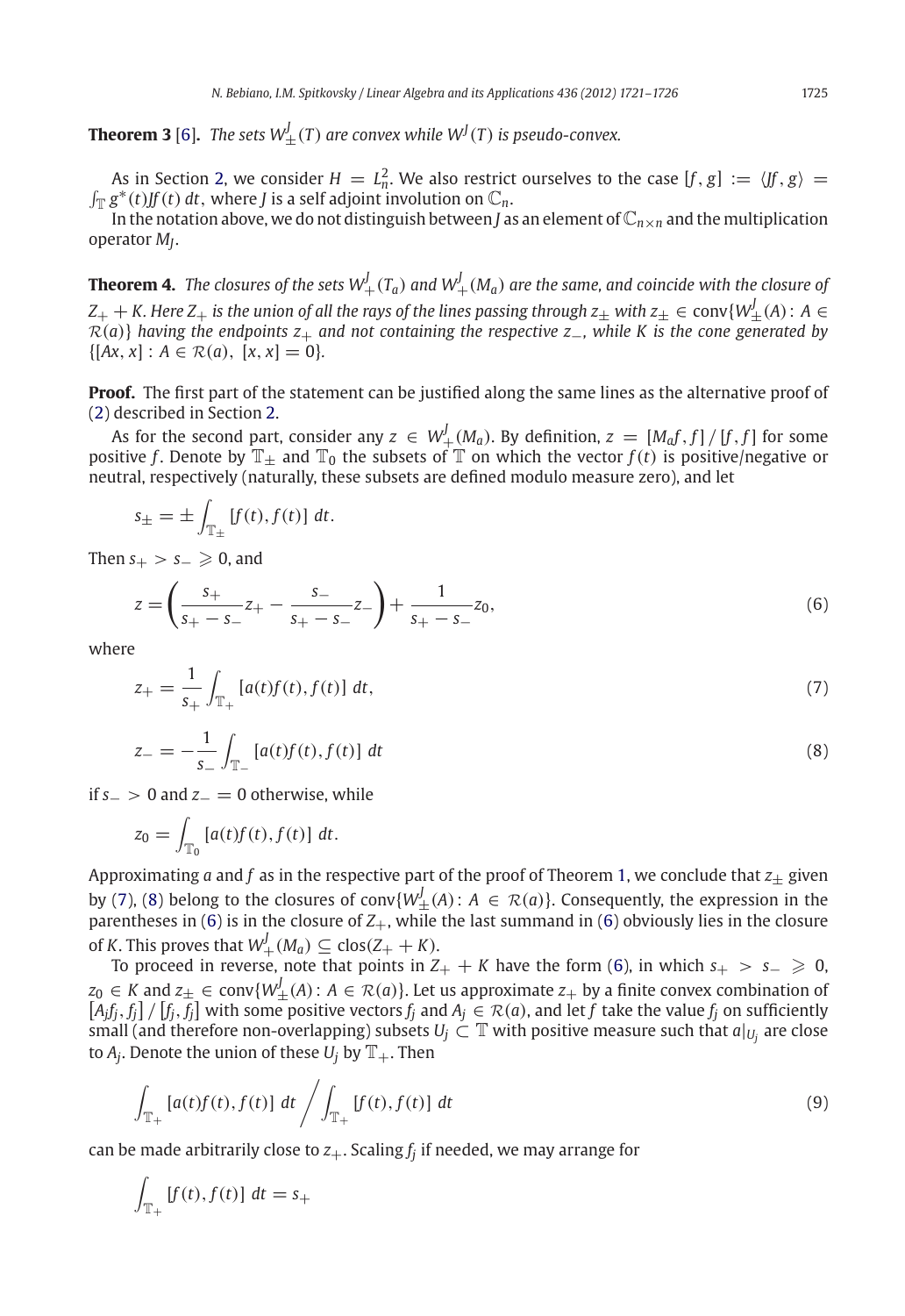**Theorem 3** [6]. *The sets $W^J_\pm(T)$ are convex while $W^J(T)$ is pseudo-convex.*

As in Section 2, we consider $H = L^2_n$. We also restrict ourselves to the case $[f, g] := \langle Jf, g\rangle = \int_{\mathbb{T}} g^*(t)Jf(t)\,dt$, where $J$ is a self adjoint involution on $\mathbb{C}_n$.

In the notation above, we do not distinguish between $J$ as an element of $\mathbb{C}_{n\times n}$ and the multiplication operator $M_J$.

**Theorem 4.** *The closures of the sets $W^J_+(T_a)$ and $W^J_+(M_a)$ are the same, and coincide with the closure of $Z_+ + K$. Here $Z_+$ is the union of all the rays of the lines passing through $z_\pm$ with $z_\pm \in \operatorname{conv}\{W^J_\pm(A) : A \in \mathcal{R}(a)\}$ having the endpoints $z_+$ and not containing the respective $z_-$, while $K$ is the cone generated by $\{[Ax, x] : A \in \mathcal{R}(a),\ [x, x] = 0\}$.*

**Proof.** The first part of the statement can be justified along the same lines as the alternative proof of (2) described in Section 2.

As for the second part, consider any $z \in W^J_+(M_a)$. By definition, $z = [M_a f, f] / [f, f]$ for some positive $f$. Denote by $\mathbb{T}_\pm$ and $\mathbb{T}_0$ the subsets of $\mathbb{T}$ on which the vector $f(t)$ is positive/negative or neutral, respectively (naturally, these subsets are defined modulo measure zero), and let

$$s_\pm = \pm \int_{\mathbb{T}_\pm} [f(t), f(t)]\,dt.$$

Then $s_+ > s_- \geqslant 0$, and

$$z = \left(\frac{s_+}{s_+ - s_-} z_+ - \frac{s_-}{s_+ - s_-} z_-\right) + \frac{1}{s_+ - s_-} z_0, \tag{6}$$

where

$$z_+ = \frac{1}{s_+} \int_{\mathbb{T}_+} [a(t)f(t), f(t)]\,dt, \tag{7}$$

$$z_- = -\frac{1}{s_-} \int_{\mathbb{T}_-} [a(t)f(t), f(t)]\,dt \tag{8}$$

if $s_- > 0$ and $z_- = 0$ otherwise, while

$$z_0 = \int_{\mathbb{T}_0} [a(t)f(t), f(t)]\,dt.$$

Approximating $a$ and $f$ as in the respective part of the proof of Theorem 1, we conclude that $z_\pm$ given by (7), (8) belong to the closures of $\operatorname{conv}\{W^J_\pm(A) : A \in \mathcal{R}(a)\}$. Consequently, the expression in the parentheses in (6) is in the closure of $Z_+$, while the last summand in (6) obviously lies in the closure of $K$. This proves that $W^J_+(M_a) \subseteq \operatorname{clos}(Z_+ + K)$.

To proceed in reverse, note that points in $Z_+ + K$ have the form (6), in which $s_+ > s_- \geqslant 0$, $z_0 \in K$ and $z_\pm \in \operatorname{conv}\{W^J_\pm(A) : A \in \mathcal{R}(a)\}$. Let us approximate $z_+$ by a finite convex combination of $[A_j f_j, f_j] / [f_j, f_j]$ with some positive vectors $f_j$ and $A_j \in \mathcal{R}(a)$, and let $f$ take the value $f_j$ on sufficiently small (and therefore non-overlapping) subsets $U_j \subset \mathbb{T}$ with positive measure such that $a|_{U_j}$ are close to $A_j$. Denote the union of these $U_j$ by $\mathbb{T}_+$. Then

$$\int_{\mathbb{T}_+} [a(t)f(t), f(t)]\,dt \Bigg/ \int_{\mathbb{T}_+} [f(t), f(t)]\,dt \tag{9}$$

can be made arbitrarily close to $z_+$. Scaling $f_j$ if needed, we may arrange for

$$\int_{\mathbb{T}_+} [f(t), f(t)]\,dt = s_+$$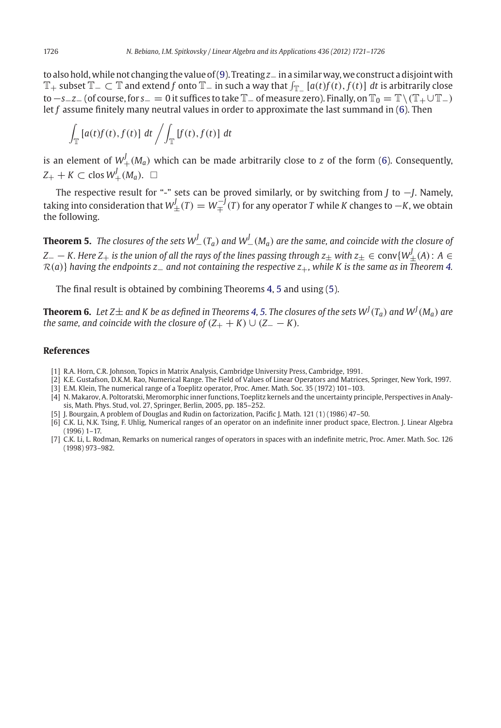to also hold, while not changing the value of (9). Treating $z_-$ in a similar way, we construct a disjoint with $\mathbb{T}_+$ subset $\mathbb{T}_- \subset \mathbb{T}$ and extend $f$ onto $\mathbb{T}_-$ in such a way that $\int_{\mathbb{T}_-} [a(t)f(t), f(t)]\, dt$ is arbitrarily close to $-s_- z_-$ (of course, for $s_- = 0$ it suffices to take $\mathbb{T}_-$ of measure zero). Finally, on $\mathbb{T}_0 = \mathbb{T} \setminus (\mathbb{T}_+ \cup \mathbb{T}_-)$ let $f$ assume finitely many neutral values in order to approximate the last summand in (6). Then

$$\int_{\mathbb{T}} [a(t)f(t), f(t)]\, dt \Bigg/ \int_{\mathbb{T}} [f(t), f(t)]\, dt$$

is an element of $W_+^J(M_a)$ which can be made arbitrarily close to $z$ of the form (6). Consequently, $Z_+ + K \subset \operatorname{clos} W_+^J(M_a)$. $\square$

The respective result for "-" sets can be proved similarly, or by switching from $J$ to $-J$. Namely, taking into consideration that $W_\pm^J(T) = W_\mp^{-J}(T)$ for any operator $T$ while $K$ changes to $-K$, we obtain the following.

**Theorem 5.** *The closures of the sets $W_-^J(T_a)$ and $W_-^J(M_a)$ are the same, and coincide with the closure of $Z_- - K$. Here $Z_\pm$ is the union of all the rays of the lines passing through $z_\pm$ with $z_\pm \in \operatorname{conv}\{W_\pm^J(A) : A \in \mathcal{R}(a)\}$ having the endpoints $z_-$ and not containing the respective $z_+$, while $K$ is the same as in Theorem 4.*

The final result is obtained by combining Theorems 4, 5 and using (5).

**Theorem 6.** *Let $Z\pm$ and $K$ be as defined in Theorems 4, 5. The closures of the sets $W^J(T_a)$ and $W^J(M_a)$ are the same, and coincide with the closure of $(Z_+ + K) \cup (Z_- - K)$.*

## References

[1] R.A. Horn, C.R. Johnson, Topics in Matrix Analysis, Cambridge University Press, Cambridge, 1991.

[2] K.E. Gustafson, D.K.M. Rao, Numerical Range. The Field of Values of Linear Operators and Matrices, Springer, New York, 1997.

[3] E.M. Klein, The numerical range of a Toeplitz operator, Proc. Amer. Math. Soc. 35 (1972) 101–103.

[4] N. Makarov, A. Poltoratski, Meromorphic inner functions, Toeplitz kernels and the uncertainty principle, Perspectives in Analysis, Math. Phys. Stud, vol. 27, Springer, Berlin, 2005, pp. 185–252.

[5] J. Bourgain, A problem of Douglas and Rudin on factorization, Pacific J. Math. 121 (1) (1986) 47–50.

[6] C.K. Li, N.K. Tsing, F. Uhlig, Numerical ranges of an operator on an indefinite inner product space, Electron. J. Linear Algebra (1996) 1–17.

[7] C.K. Li, L. Rodman, Remarks on numerical ranges of operators in spaces with an indefinite metric, Proc. Amer. Math. Soc. 126 (1998) 973–982.